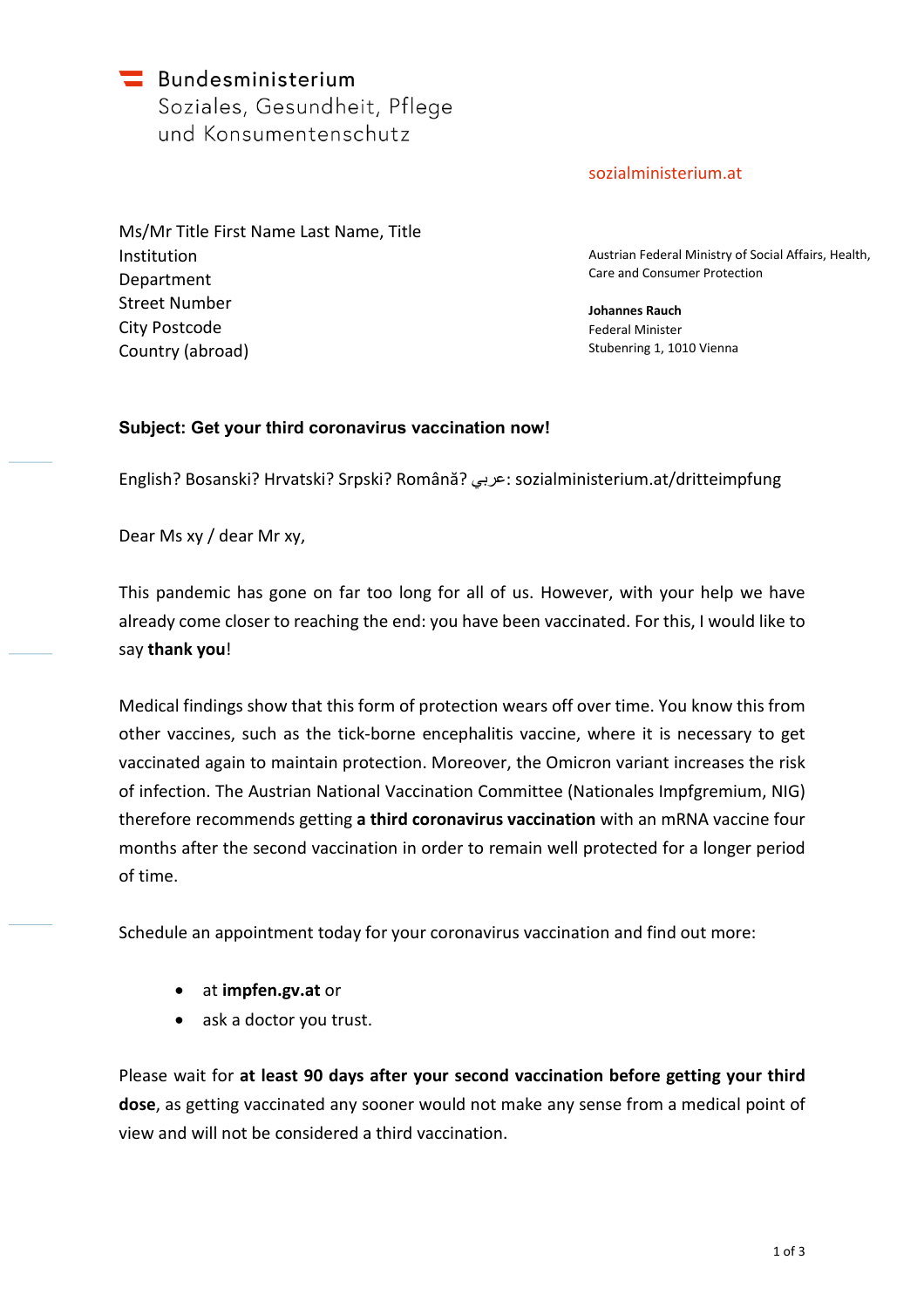Bundesministerium
Soziales, Gesundheit, Pflege
und Konsumentenschutz

sozialministerium.at

Ms/Mr Title First Name Last Name, Title
Institution
Department
Street Number
City Postcode
Country (abroad)

Austrian Federal Ministry of Social Affairs, Health, Care and Consumer Protection

**Johannes Rauch**
Federal Minister
Stubenring 1, 1010 Vienna

**Subject: Get your third coronavirus vaccination now!**

English? Bosanski? Hrvatski? Srpski? Română? عربي: sozialministerium.at/dritteimpfung

Dear Ms xy / dear Mr xy,

This pandemic has gone on far too long for all of us. However, with your help we have already come closer to reaching the end: you have been vaccinated. For this, I would like to say **thank you**!

Medical findings show that this form of protection wears off over time. You know this from other vaccines, such as the tick-borne encephalitis vaccine, where it is necessary to get vaccinated again to maintain protection. Moreover, the Omicron variant increases the risk of infection. The Austrian National Vaccination Committee (Nationales Impfgremium, NIG) therefore recommends getting **a third coronavirus vaccination** with an mRNA vaccine four months after the second vaccination in order to remain well protected for a longer period of time.

Schedule an appointment today for your coronavirus vaccination and find out more:

- at **impfen.gv.at** or
- ask a doctor you trust.

Please wait for **at least 90 days after your second vaccination before getting your third dose**, as getting vaccinated any sooner would not make any sense from a medical point of view and will not be considered a third vaccination.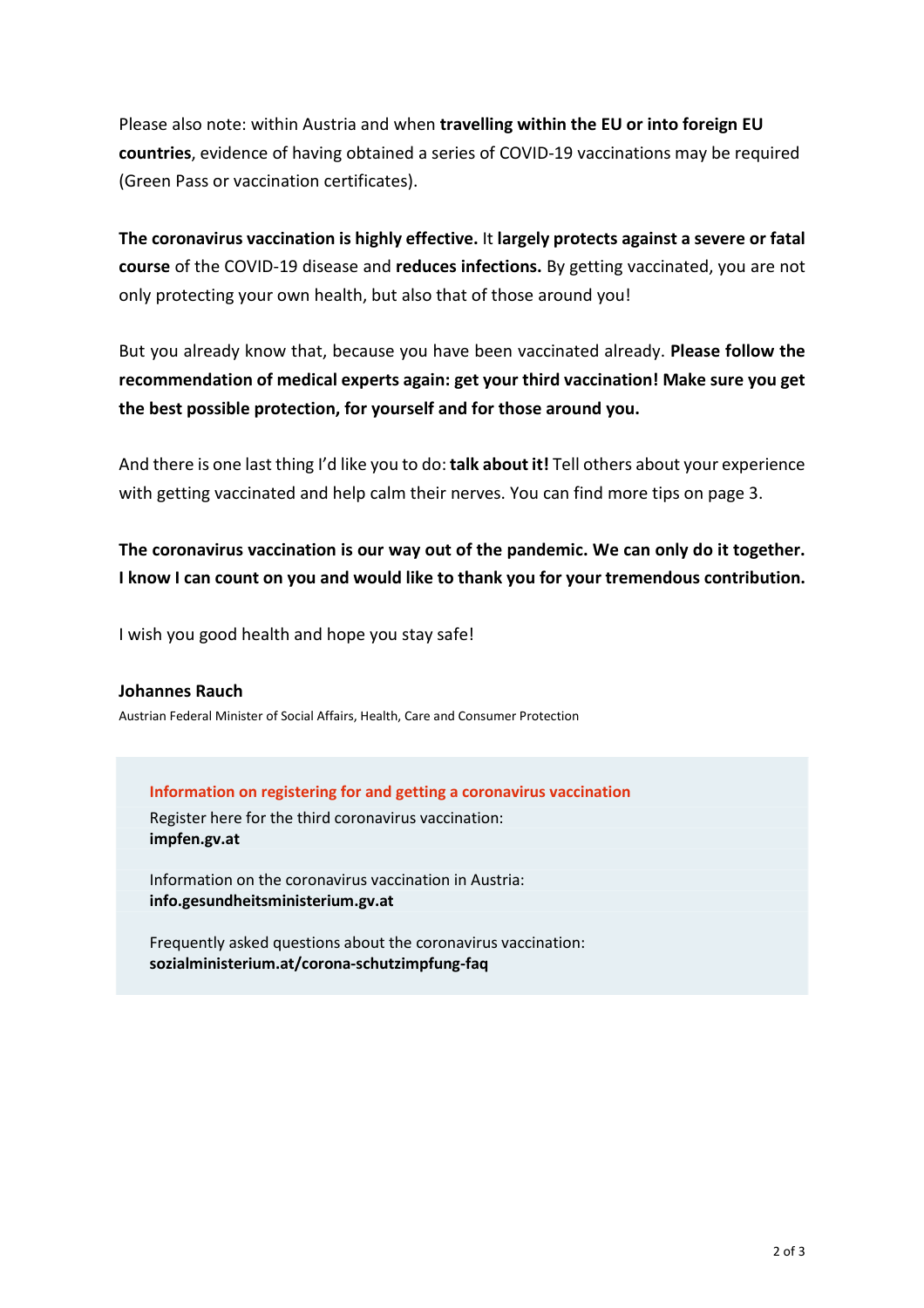Please also note: within Austria and when **travelling within the EU or into foreign EU countries**, evidence of having obtained a series of COVID-19 vaccinations may be required (Green Pass or vaccination certificates).

**The coronavirus vaccination is highly effective.** It **largely protects against a severe or fatal course** of the COVID-19 disease and **reduces infections.** By getting vaccinated, you are not only protecting your own health, but also that of those around you!

But you already know that, because you have been vaccinated already. **Please follow the recommendation of medical experts again: get your third vaccination! Make sure you get the best possible protection, for yourself and for those around you.**

And there is one last thing I'd like you to do: **talk about it!** Tell others about your experience with getting vaccinated and help calm their nerves. You can find more tips on page 3.

**The coronavirus vaccination is our way out of the pandemic. We can only do it together. I know I can count on you and would like to thank you for your tremendous contribution.**

I wish you good health and hope you stay safe!

**Johannes Rauch**
Austrian Federal Minister of Social Affairs, Health, Care and Consumer Protection

### Information on registering for and getting a coronavirus vaccination

Register here for the third coronavirus vaccination:
**impfen.gv.at**

Information on the coronavirus vaccination in Austria:
**info.gesundheitsministerium.gv.at**

Frequently asked questions about the coronavirus vaccination:
**sozialministerium.at/corona-schutzimpfung-faq**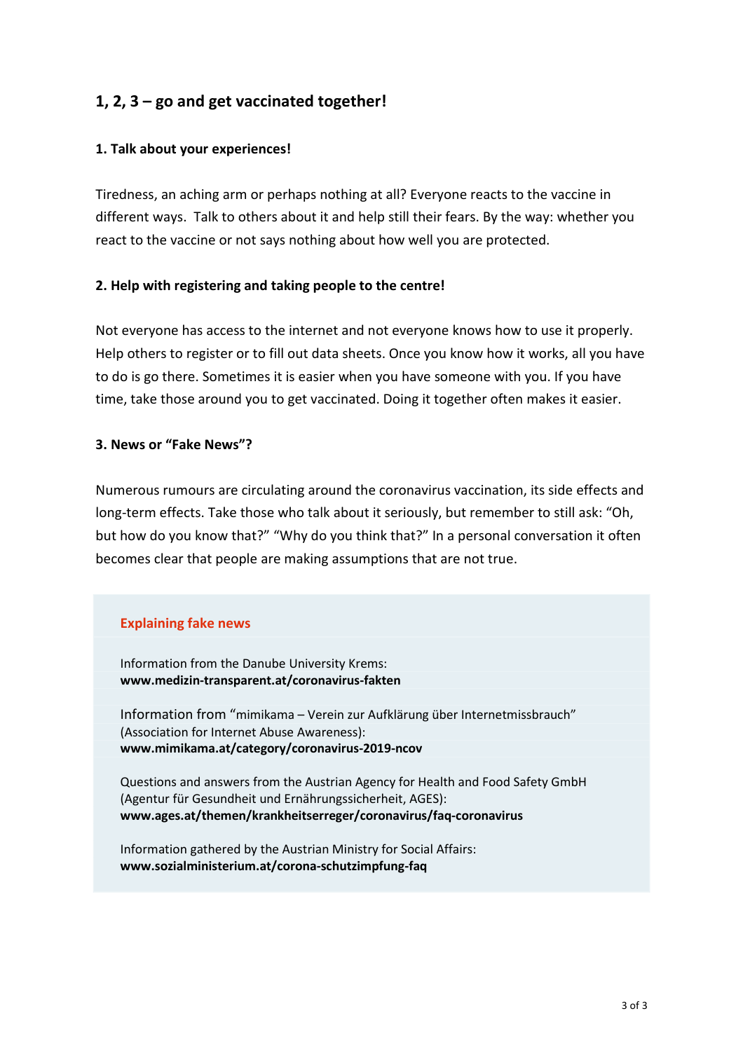## 1, 2, 3 – go and get vaccinated together!

### 1. Talk about your experiences!

Tiredness, an aching arm or perhaps nothing at all? Everyone reacts to the vaccine in different ways. Talk to others about it and help still their fears. By the way: whether you react to the vaccine or not says nothing about how well you are protected.

### 2. Help with registering and taking people to the centre!

Not everyone has access to the internet and not everyone knows how to use it properly. Help others to register or to fill out data sheets. Once you know how it works, all you have to do is go there. Sometimes it is easier when you have someone with you. If you have time, take those around you to get vaccinated. Doing it together often makes it easier.

### 3. News or “Fake News”?

Numerous rumours are circulating around the coronavirus vaccination, its side effects and long-term effects. Take those who talk about it seriously, but remember to still ask: “Oh, but how do you know that?” “Why do you think that?” In a personal conversation it often becomes clear that people are making assumptions that are not true.

#### Explaining fake news

Information from the Danube University Krems:
**www.medizin-transparent.at/coronavirus-fakten**

Information from “mimikama – Verein zur Aufklärung über Internetmissbrauch” (Association for Internet Abuse Awareness):
**www.mimikama.at/category/coronavirus-2019-ncov**

Questions and answers from the Austrian Agency for Health and Food Safety GmbH (Agentur für Gesundheit und Ernährungssicherheit, AGES):
**www.ages.at/themen/krankheitserreger/coronavirus/faq-coronavirus**

Information gathered by the Austrian Ministry for Social Affairs:
**www.sozialministerium.at/corona-schutzimpfung-faq**